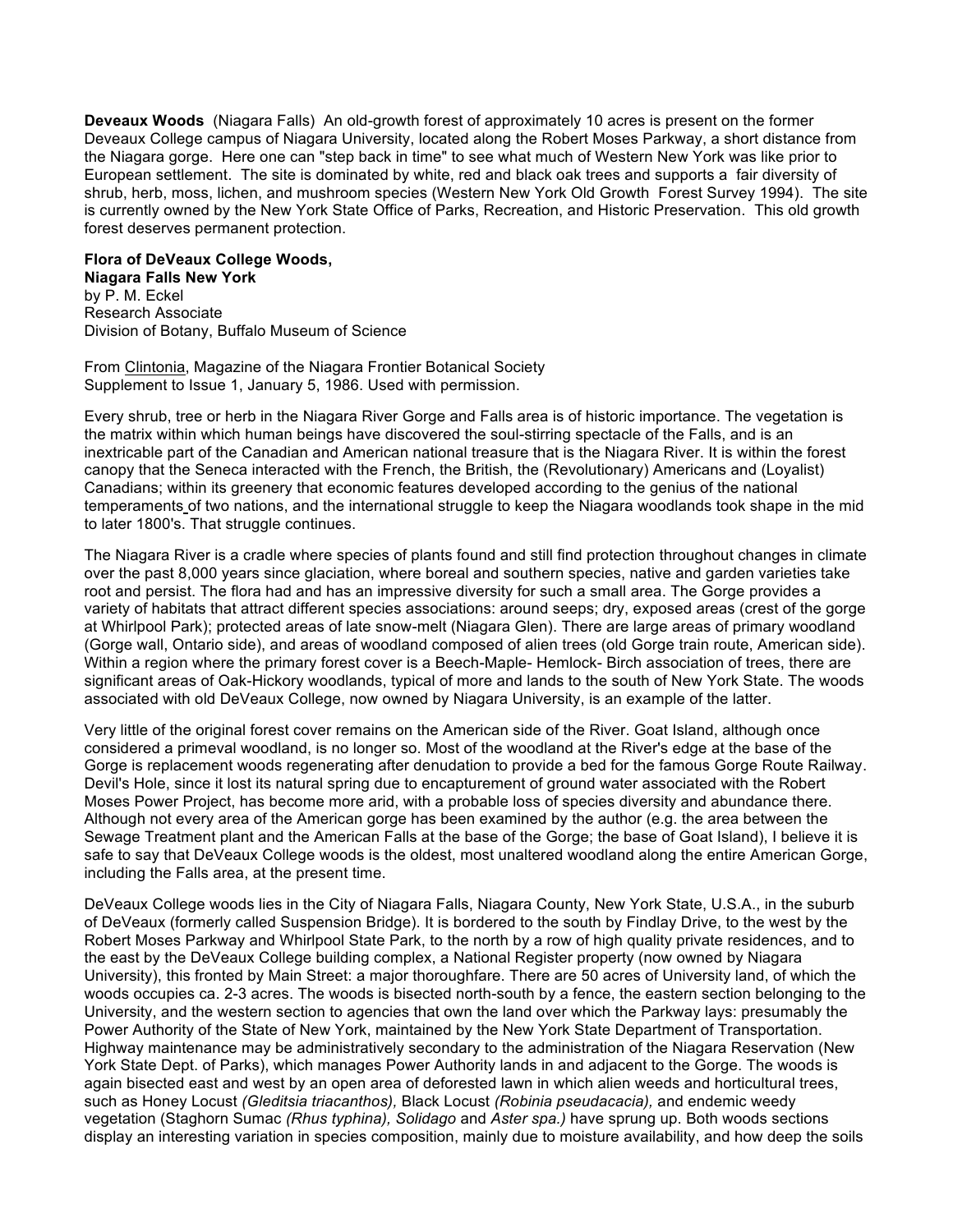**Deveaux Woods** (Niagara Falls) An old-growth forest of approximately 10 acres is present on the former Deveaux College campus of Niagara University, located along the Robert Moses Parkway, a short distance from the Niagara gorge. Here one can "step back in time" to see what much of Western New York was like prior to European settlement. The site is dominated by white, red and black oak trees and supports a fair diversity of shrub, herb, moss, lichen, and mushroom species (Western New York Old Growth Forest Survey 1994). The site is currently owned by the New York State Office of Parks, Recreation, and Historic Preservation. This old growth forest deserves permanent protection.

**Flora of DeVeaux College Woods,**
**Niagara Falls New York**
by P. M. Eckel
Research Associate
Division of Botany, Buffalo Museum of Science

From Clintonia, Magazine of the Niagara Frontier Botanical Society
Supplement to Issue 1, January 5, 1986. Used with permission.

Every shrub, tree or herb in the Niagara River Gorge and Falls area is of historic importance. The vegetation is the matrix within which human beings have discovered the soul-stirring spectacle of the Falls, and is an inextricable part of the Canadian and American national treasure that is the Niagara River. It is within the forest canopy that the Seneca interacted with the French, the British, the (Revolutionary) Americans and (Loyalist) Canadians; within its greenery that economic features developed according to the genius of the national temperaments of two nations, and the international struggle to keep the Niagara woodlands took shape in the mid to later 1800's. That struggle continues.

The Niagara River is a cradle where species of plants found and still find protection throughout changes in climate over the past 8,000 years since glaciation, where boreal and southern species, native and garden varieties take root and persist. The flora had and has an impressive diversity for such a small area. The Gorge provides a variety of habitats that attract different species associations: around seeps; dry, exposed areas (crest of the gorge at Whirlpool Park); protected areas of late snow-melt (Niagara Glen). There are large areas of primary woodland (Gorge wall, Ontario side), and areas of woodland composed of alien trees (old Gorge train route, American side). Within a region where the primary forest cover is a Beech-Maple- Hemlock- Birch association of trees, there are significant areas of Oak-Hickory woodlands, typical of more and lands to the south of New York State. The woods associated with old DeVeaux College, now owned by Niagara University, is an example of the latter.

Very little of the original forest cover remains on the American side of the River. Goat Island, although once considered a primeval woodland, is no longer so. Most of the woodland at the River's edge at the base of the Gorge is replacement woods regenerating after denudation to provide a bed for the famous Gorge Route Railway. Devil's Hole, since it lost its natural spring due to encapturement of ground water associated with the Robert Moses Power Project, has become more arid, with a probable loss of species diversity and abundance there. Although not every area of the American gorge has been examined by the author (e.g. the area between the Sewage Treatment plant and the American Falls at the base of the Gorge; the base of Goat Island), I believe it is safe to say that DeVeaux College woods is the oldest, most unaltered woodland along the entire American Gorge, including the Falls area, at the present time.

DeVeaux College woods lies in the City of Niagara Falls, Niagara County, New York State, U.S.A., in the suburb of DeVeaux (formerly called Suspension Bridge). It is bordered to the south by Findlay Drive, to the west by the Robert Moses Parkway and Whirlpool State Park, to the north by a row of high quality private residences, and to the east by the DeVeaux College building complex, a National Register property (now owned by Niagara University), this fronted by Main Street: a major thoroughfare. There are 50 acres of University land, of which the woods occupies ca. 2-3 acres. The woods is bisected north-south by a fence, the eastern section belonging to the University, and the western section to agencies that own the land over which the Parkway lays: presumably the Power Authority of the State of New York, maintained by the New York State Department of Transportation. Highway maintenance may be administratively secondary to the administration of the Niagara Reservation (New York State Dept. of Parks), which manages Power Authority lands in and adjacent to the Gorge. The woods is again bisected east and west by an open area of deforested lawn in which alien weeds and horticultural trees, such as Honey Locust *(Gleditsia triacanthos),* Black Locust *(Robinia pseudacacia),* and endemic weedy vegetation (Staghorn Sumac *(Rhus typhina), Solidago* and *Aster spa.)* have sprung up. Both woods sections display an interesting variation in species composition, mainly due to moisture availability, and how deep the soils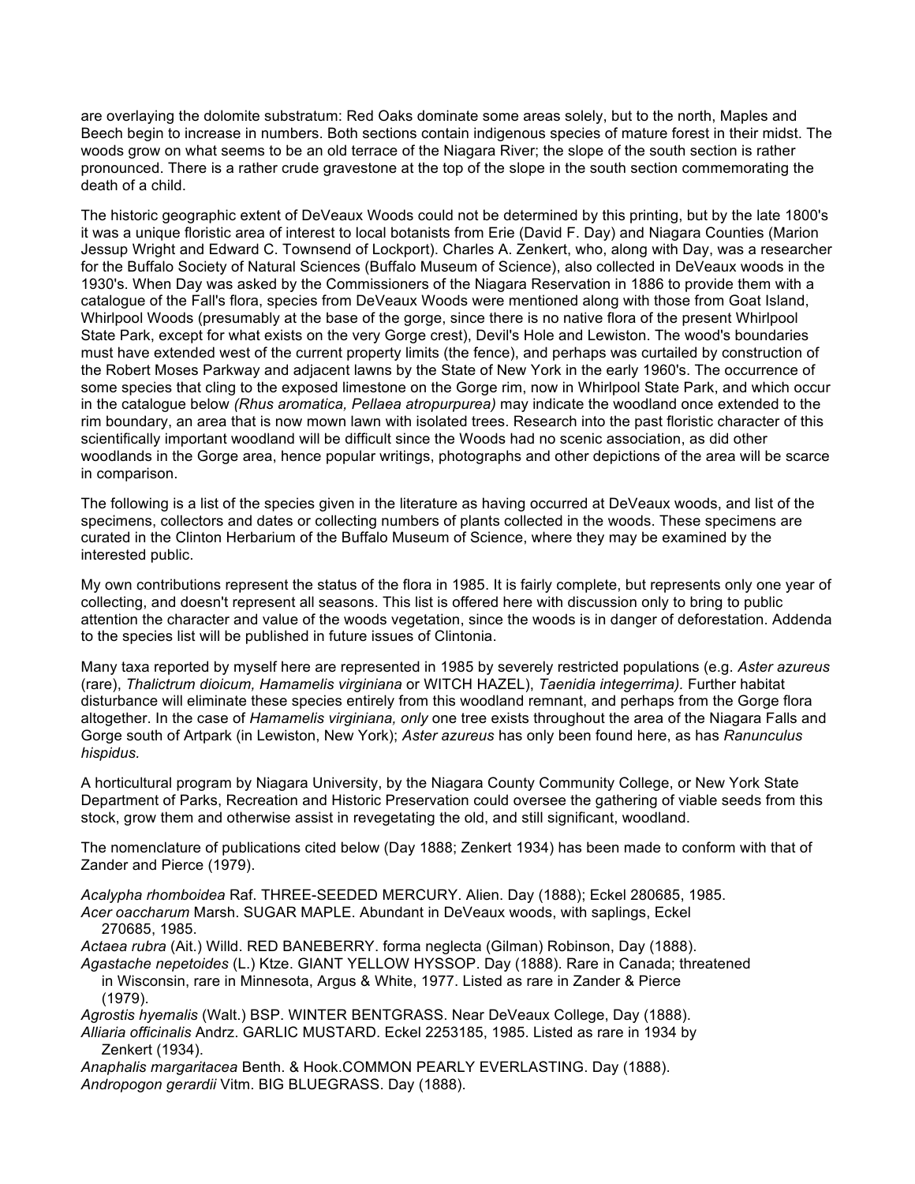are overlaying the dolomite substratum: Red Oaks dominate some areas solely, but to the north, Maples and Beech begin to increase in numbers. Both sections contain indigenous species of mature forest in their midst. The woods grow on what seems to be an old terrace of the Niagara River; the slope of the south section is rather pronounced. There is a rather crude gravestone at the top of the slope in the south section commemorating the death of a child.

The historic geographic extent of DeVeaux Woods could not be determined by this printing, but by the late 1800's it was a unique floristic area of interest to local botanists from Erie (David F. Day) and Niagara Counties (Marion Jessup Wright and Edward C. Townsend of Lockport). Charles A. Zenkert, who, along with Day, was a researcher for the Buffalo Society of Natural Sciences (Buffalo Museum of Science), also collected in DeVeaux woods in the 1930's. When Day was asked by the Commissioners of the Niagara Reservation in 1886 to provide them with a catalogue of the Fall's flora, species from DeVeaux Woods were mentioned along with those from Goat Island, Whirlpool Woods (presumably at the base of the gorge, since there is no native flora of the present Whirlpool State Park, except for what exists on the very Gorge crest), Devil's Hole and Lewiston. The wood's boundaries must have extended west of the current property limits (the fence), and perhaps was curtailed by construction of the Robert Moses Parkway and adjacent lawns by the State of New York in the early 1960's. The occurrence of some species that cling to the exposed limestone on the Gorge rim, now in Whirlpool State Park, and which occur in the catalogue below *(Rhus aromatica, Pellaea atropurpurea)* may indicate the woodland once extended to the rim boundary, an area that is now mown lawn with isolated trees. Research into the past floristic character of this scientifically important woodland will be difficult since the Woods had no scenic association, as did other woodlands in the Gorge area, hence popular writings, photographs and other depictions of the area will be scarce in comparison.

The following is a list of the species given in the literature as having occurred at DeVeaux woods, and list of the specimens, collectors and dates or collecting numbers of plants collected in the woods. These specimens are curated in the Clinton Herbarium of the Buffalo Museum of Science, where they may be examined by the interested public.

My own contributions represent the status of the flora in 1985. It is fairly complete, but represents only one year of collecting, and doesn't represent all seasons. This list is offered here with discussion only to bring to public attention the character and value of the woods vegetation, since the woods is in danger of deforestation. Addenda to the species list will be published in future issues of Clintonia.

Many taxa reported by myself here are represented in 1985 by severely restricted populations (e.g. *Aster azureus* (rare), *Thalictrum dioicum, Hamamelis virginiana* or WITCH HAZEL), *Taenidia integerrima).* Further habitat disturbance will eliminate these species entirely from this woodland remnant, and perhaps from the Gorge flora altogether. In the case of *Hamamelis virginiana, only* one tree exists throughout the area of the Niagara Falls and Gorge south of Artpark (in Lewiston, New York); *Aster azureus* has only been found here, as has *Ranunculus hispidus.*

A horticultural program by Niagara University, by the Niagara County Community College, or New York State Department of Parks, Recreation and Historic Preservation could oversee the gathering of viable seeds from this stock, grow them and otherwise assist in revegetating the old, and still significant, woodland.

The nomenclature of publications cited below (Day 1888; Zenkert 1934) has been made to conform with that of Zander and Pierce (1979).

*Acalypha rhomboidea* Raf. THREE-SEEDED MERCURY. Alien. Day (1888); Eckel 280685, 1985.

*Acer oaccharum* Marsh. SUGAR MAPLE. Abundant in DeVeaux woods, with saplings, Eckel 270685, 1985.

*Actaea rubra* (Ait.) Willd. RED BANEBERRY. forma neglecta (Gilman) Robinson, Day (1888).

*Agastache nepetoides* (L.) Ktze. GIANT YELLOW HYSSOP. Day (1888). Rare in Canada; threatened in Wisconsin, rare in Minnesota, Argus & White, 1977. Listed as rare in Zander & Pierce (1979).

*Agrostis hyemalis* (Walt.) BSP. WINTER BENTGRASS. Near DeVeaux College, Day (1888).

*Alliaria officinalis* Andrz. GARLIC MUSTARD. Eckel 2253185, 1985. Listed as rare in 1934 by Zenkert (1934).

*Anaphalis margaritacea* Benth. & Hook.COMMON PEARLY EVERLASTING. Day (1888).

*Andropogon gerardii* Vitm. BIG BLUEGRASS. Day (1888).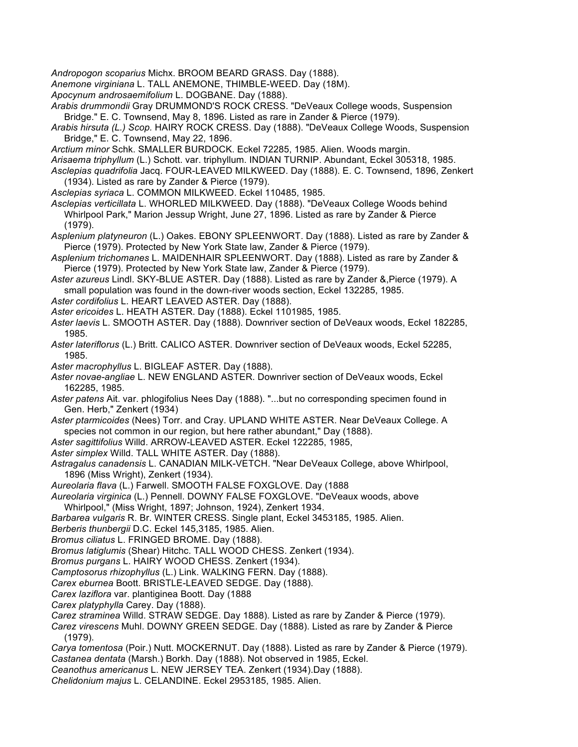*Andropogon scoparius* Michx. BROOM BEARD GRASS. Day (1888).

*Anemone virginiana* L. TALL ANEMONE, THIMBLE-WEED. Day (18M).

*Apocynum androsaemifolium* L. DOGBANE. Day (1888).

*Arabis drummondii* Gray DRUMMOND'S ROCK CRESS. "DeVeaux College woods, Suspension Bridge." E. C. Townsend, May 8, 1896. Listed as rare in Zander & Pierce (1979).

*Arabis hirsuta (L.) Scop.* HAIRY ROCK CRESS. Day (1888). "DeVeaux College Woods, Suspension Bridge," E. C. Townsend, May 22, 1896.

*Arctium minor* Schk. SMALLER BURDOCK. Eckel 72285, 1985. Alien. Woods margin.

*Arisaema triphyllum* (L.) Schott. var. triphyllum. INDIAN TURNIP. Abundant, Eckel 305318, 1985.

*Asclepias quadrifolia* Jacq. FOUR-LEAVED MILKWEED. Day (1888). E. C. Townsend, 1896, Zenkert (1934). Listed as rare by Zander & Pierce (1979).

*Asclepias syriaca* L. COMMON MILKWEED. Eckel 110485, 1985.

*Asclepias verticillata* L. WHORLED MILKWEED. Day (1888). "DeVeaux College Woods behind Whirlpool Park," Marion Jessup Wright, June 27, 1896. Listed as rare by Zander & Pierce (1979).

*Asplenium platyneuron* (L.) Oakes. EBONY SPLEENWORT. Day (1888). Listed as rare by Zander & Pierce (1979). Protected by New York State law, Zander & Pierce (1979).

*Asplenium trichomanes* L. MAIDENHAIR SPLEENWORT. Day (1888). Listed as rare by Zander & Pierce (1979). Protected by New York State law, Zander & Pierce (1979).

*Aster azureus* Lindl. SKY-BLUE ASTER. Day (1888). Listed as rare by Zander &,Pierce (1979). A small population was found in the down-river woods section, Eckel 132285, 1985.

*Aster cordifolius* L. HEART LEAVED ASTER. Day (1888).

*Aster ericoides* L. HEATH ASTER. Day (1888). Eckel 1101985, 1985.

*Aster laevis* L. SMOOTH ASTER. Day (1888). Downriver section of DeVeaux woods, Eckel 182285, 1985.

*Aster lateriflorus* (L.) Britt. CALICO ASTER. Downriver section of DeVeaux woods, Eckel 52285, 1985.

*Aster macrophyllus* L. BIGLEAF ASTER. Day (1888).

*Aster novae-angliae* L. NEW ENGLAND ASTER. Downriver section of DeVeaux woods, Eckel 162285, 1985.

*Aster patens* Ait. var. phlogifolius Nees Day (1888). "...but no corresponding specimen found in Gen. Herb," Zenkert (1934)

*Aster ptarmicoides* (Nees) Torr. and Cray. UPLAND WHITE ASTER. Near DeVeaux College. A species not common in our region, but here rather abundant," Day (1888).

*Aster sagittifolius* Willd. ARROW-LEAVED ASTER. Eckel 122285, 1985,

*Aster simplex* Willd. TALL WHITE ASTER. Day (1888).

*Astragalus canadensis* L. CANADIAN MILK-VETCH. "Near DeVeaux College, above Whirlpool, 1896 (Miss Wright), Zenkert (1934).

*Aureolaria flava* (L.) Farwell. SMOOTH FALSE FOXGLOVE. Day (1888

*Aureolaria virginica* (L.) Pennell. DOWNY FALSE FOXGLOVE. "DeVeaux woods, above Whirlpool," (Miss Wright, 1897; Johnson, 1924), Zenkert 1934.

*Barbarea vulgaris* R. Br. WINTER CRESS. Single plant, Eckel 3453185, 1985. Alien.

*Berberis thunbergii* D.C. Eckel 145,3185, 1985. Alien.

*Bromus ciliatus* L. FRINGED BROME. Day (1888).

*Bromus latiglumis* (Shear) Hitchc. TALL WOOD CHESS. Zenkert (1934).

*Bromus purgans* L. HAIRY WOOD CHESS. Zenkert (1934).

*Camptosorus rhizophyllus* (L.) Link. WALKING FERN. Day (1888).

*Carex eburnea* Boott. BRISTLE-LEAVED SEDGE. Day (1888).

*Carex laziflora* var. plantiginea Boott. Day (1888

*Carex platyphylla* Carey. Day (1888).

*Carez straminea* Willd. STRAW SEDGE. Day 1888). Listed as rare by Zander & Pierce (1979).

*Carez virescens* Muhl. DOWNY GREEN SEDGE. Day (1888). Listed as rare by Zander & Pierce (1979).

*Carya tomentosa* (Poir.) Nutt. MOCKERNUT. Day (1888). Listed as rare by Zander & Pierce (1979).

*Castanea dentata* (Marsh.) Borkh. Day (1888). Not observed in 1985, Eckel.

*Ceanothus americanus* L. NEW JERSEY TEA. Zenkert (1934).Day (1888).

*Chelidonium majus* L. CELANDINE. Eckel 2953185, 1985. Alien.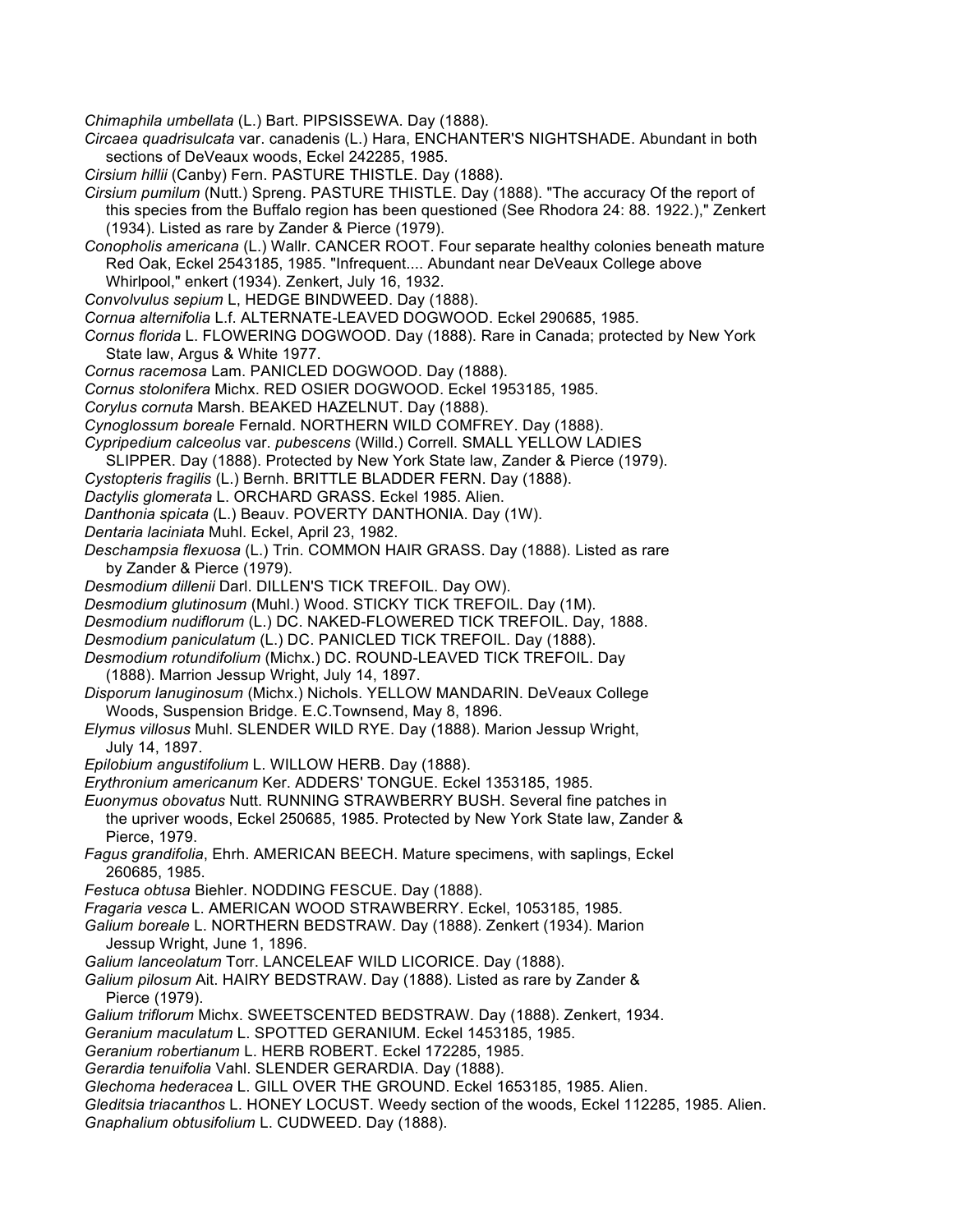*Chimaphila umbellata* (L.) Bart. PIPSISSEWA. Day (1888).

*Circaea quadrisulcata* var. canadenis (L.) Hara, ENCHANTER'S NIGHTSHADE. Abundant in both sections of DeVeaux woods, Eckel 242285, 1985.

*Cirsium hillii* (Canby) Fern. PASTURE THISTLE. Day (1888).

*Cirsium pumilum* (Nutt.) Spreng. PASTURE THISTLE. Day (1888). "The accuracy Of the report of this species from the Buffalo region has been questioned (See Rhodora 24: 88. 1922.)," Zenkert (1934). Listed as rare by Zander & Pierce (1979).

*Conopholis americana* (L.) Wallr. CANCER ROOT. Four separate healthy colonies beneath mature Red Oak, Eckel 2543185, 1985. "Infrequent.... Abundant near DeVeaux College above Whirlpool," enkert (1934). Zenkert, July 16, 1932.

*Convolvulus sepium* L, HEDGE BINDWEED. Day (1888).

*Cornua alternifolia* L.f. ALTERNATE-LEAVED DOGWOOD. Eckel 290685, 1985.

*Cornus florida* L. FLOWERING DOGWOOD. Day (1888). Rare in Canada; protected by New York State law, Argus & White 1977.

*Cornus racemosa* Lam. PANICLED DOGWOOD. Day (1888).

*Cornus stolonifera* Michx. RED OSIER DOGWOOD. Eckel 1953185, 1985.

*Corylus cornuta* Marsh. BEAKED HAZELNUT. Day (1888).

*Cynoglossum boreale* Fernald. NORTHERN WILD COMFREY. Day (1888).

*Cypripedium calceolus* var. *pubescens* (Willd.) Correll. SMALL YELLOW LADIES SLIPPER. Day (1888). Protected by New York State law, Zander & Pierce (1979).

*Cystopteris fragilis* (L.) Bernh. BRITTLE BLADDER FERN. Day (1888).

*Dactylis glomerata* L. ORCHARD GRASS. Eckel 1985. Alien.

*Danthonia spicata* (L.) Beauv. POVERTY DANTHONIA. Day (1W).

*Dentaria laciniata* Muhl. Eckel, April 23, 1982.

*Deschampsia flexuosa* (L.) Trin. COMMON HAIR GRASS. Day (1888). Listed as rare by Zander & Pierce (1979).

*Desmodium dillenii* Darl. DILLEN'S TICK TREFOIL. Day OW).

*Desmodium glutinosum* (Muhl.) Wood. STICKY TICK TREFOIL. Day (1M).

*Desmodium nudiflorum* (L.) DC. NAKED-FLOWERED TICK TREFOIL. Day, 1888.

*Desmodium paniculatum* (L.) DC. PANICLED TICK TREFOIL. Day (1888).

*Desmodium rotundifolium* (Michx.) DC. ROUND-LEAVED TICK TREFOIL. Day (1888). Marrion Jessup Wright, July 14, 1897.

*Disporum lanuginosum* (Michx.) Nichols. YELLOW MANDARIN. DeVeaux College Woods, Suspension Bridge. E.C.Townsend, May 8, 1896.

*Elymus villosus* Muhl. SLENDER WILD RYE. Day (1888). Marion Jessup Wright, July 14, 1897.

*Epilobium angustifolium* L. WILLOW HERB. Day (1888).

*Erythronium americanum* Ker. ADDERS' TONGUE. Eckel 1353185, 1985.

*Euonymus obovatus* Nutt. RUNNING STRAWBERRY BUSH. Several fine patches in the upriver woods, Eckel 250685, 1985. Protected by New York State law, Zander & Pierce, 1979.

*Fagus grandifolia*, Ehrh. AMERICAN BEECH. Mature specimens, with saplings, Eckel 260685, 1985.

*Festuca obtusa* Biehler. NODDING FESCUE. Day (1888).

*Fragaria vesca* L. AMERICAN WOOD STRAWBERRY. Eckel, 1053185, 1985.

*Galium boreale* L. NORTHERN BEDSTRAW. Day (1888). Zenkert (1934). Marion Jessup Wright, June 1, 1896.

*Galium lanceolatum* Torr. LANCELEAF WILD LICORICE. Day (1888).

*Galium pilosum* Ait. HAIRY BEDSTRAW. Day (1888). Listed as rare by Zander & Pierce (1979).

*Galium triflorum* Michx. SWEETSCENTED BEDSTRAW. Day (1888). Zenkert, 1934.

*Geranium maculatum* L. SPOTTED GERANIUM. Eckel 1453185, 1985.

*Geranium robertianum* L. HERB ROBERT. Eckel 172285, 1985.

*Gerardia tenuifolia* Vahl. SLENDER GERARDIA. Day (1888).

*Glechoma hederacea* L. GILL OVER THE GROUND. Eckel 1653185, 1985. Alien.

*Gleditsia triacanthos* L. HONEY LOCUST. Weedy section of the woods, Eckel 112285, 1985. Alien.

*Gnaphalium obtusifolium* L. CUDWEED. Day (1888).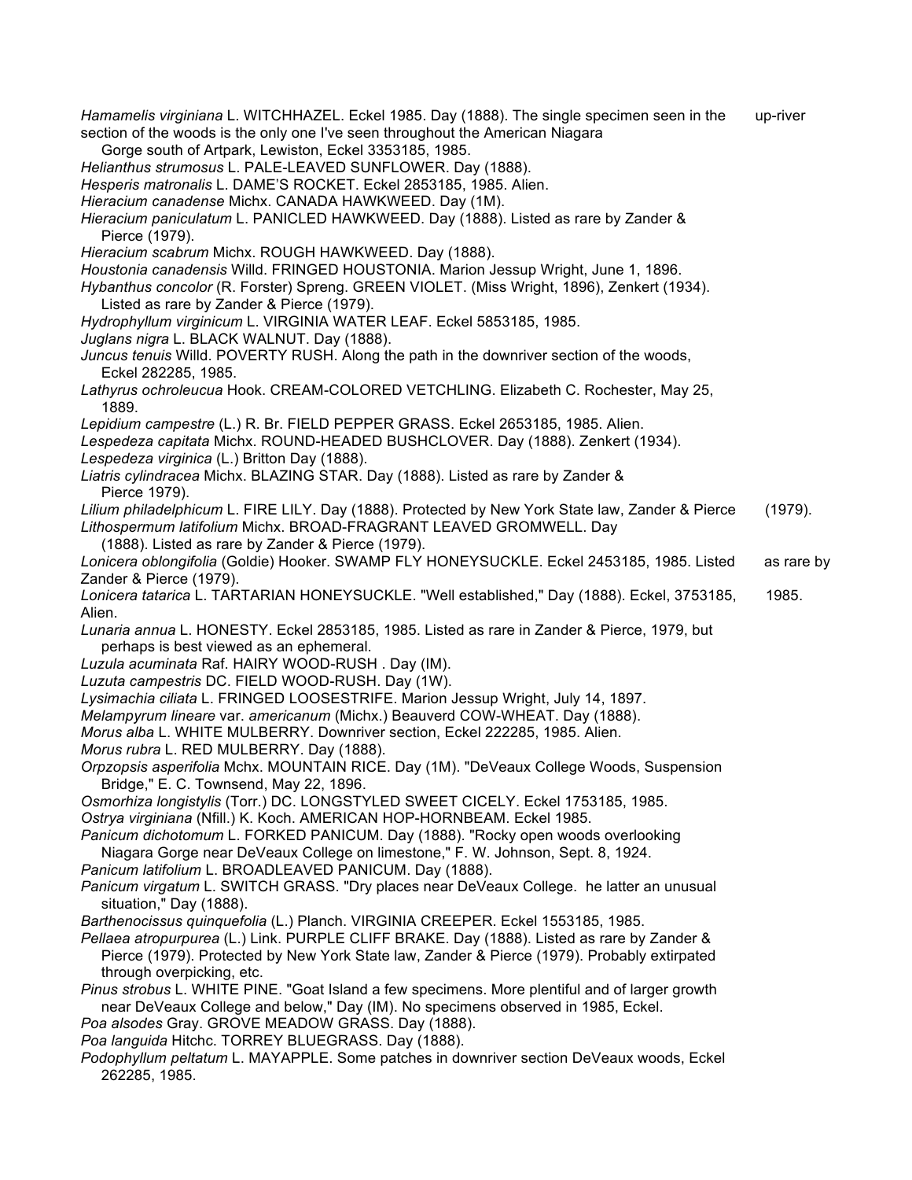*Hamamelis virginiana* L. WITCHHAZEL. Eckel 1985. Day (1888). The single specimen seen in the up-river section of the woods is the only one I've seen throughout the American Niagara Gorge south of Artpark, Lewiston, Eckel 3353185, 1985.

*Helianthus strumosus* L. PALE-LEAVED SUNFLOWER. Day (1888).

*Hesperis matronalis* L. DAME'S ROCKET. Eckel 2853185, 1985. Alien.

*Hieracium canadense* Michx. CANADA HAWKWEED. Day (1M).

*Hieracium paniculatum* L. PANICLED HAWKWEED. Day (1888). Listed as rare by Zander & Pierce (1979).

*Hieracium scabrum* Michx. ROUGH HAWKWEED. Day (1888).

*Houstonia canadensis* Willd. FRINGED HOUSTONIA. Marion Jessup Wright, June 1, 1896.

*Hybanthus concolor* (R. Forster) Spreng. GREEN VIOLET. (Miss Wright, 1896), Zenkert (1934). Listed as rare by Zander & Pierce (1979).

*Hydrophyllum virginicum* L. VIRGINIA WATER LEAF. Eckel 5853185, 1985.

*Juglans nigra* L. BLACK WALNUT. Day (1888).

*Juncus tenuis* Willd. POVERTY RUSH. Along the path in the downriver section of the woods, Eckel 282285, 1985.

*Lathyrus ochroleucua* Hook. CREAM-COLORED VETCHLING. Elizabeth C. Rochester, May 25, 1889.

*Lepidium campestre* (L.) R. Br. FIELD PEPPER GRASS. Eckel 2653185, 1985. Alien.

*Lespedeza capitata* Michx. ROUND-HEADED BUSHCLOVER. Day (1888). Zenkert (1934).

*Lespedeza virginica* (L.) Britton Day (1888).

*Liatris cylindracea* Michx. BLAZING STAR. Day (1888). Listed as rare by Zander & Pierce 1979).

*Lilium philadelphicum* L. FIRE LILY. Day (1888). Protected by New York State law, Zander & Pierce (1979).

*Lithospermum latifolium* Michx. BROAD-FRAGRANT LEAVED GROMWELL. Day (1888). Listed as rare by Zander & Pierce (1979).

*Lonicera oblongifolia* (Goldie) Hooker. SWAMP FLY HONEYSUCKLE. Eckel 2453185, 1985. Listed as rare by Zander & Pierce (1979).

*Lonicera tatarica* L. TARTARIAN HONEYSUCKLE. "Well established," Day (1888). Eckel, 3753185, 1985. Alien.

*Lunaria annua* L. HONESTY. Eckel 2853185, 1985. Listed as rare in Zander & Pierce, 1979, but perhaps is best viewed as an ephemeral.

*Luzula acuminata* Raf. HAIRY WOOD-RUSH . Day (IM).

*Luzuta campestris* DC. FIELD WOOD-RUSH. Day (1W).

*Lysimachia ciliata* L. FRINGED LOOSESTRIFE. Marion Jessup Wright, July 14, 1897.

*Melampyrum lineare* var. *americanum* (Michx.) Beauverd COW-WHEAT. Day (1888).

*Morus alba* L. WHITE MULBERRY. Downriver section, Eckel 222285, 1985. Alien.

*Morus rubra* L. RED MULBERRY. Day (1888).

*Orpzopsis asperifolia* Mchx. MOUNTAIN RICE. Day (1M). "DeVeaux College Woods, Suspension Bridge," E. C. Townsend, May 22, 1896.

*Osmorhiza longistylis* (Torr.) DC. LONGSTYLED SWEET CICELY. Eckel 1753185, 1985.

*Ostrya virginiana* (Nfill.) K. Koch. AMERICAN HOP-HORNBEAM. Eckel 1985.

*Panicum dichotomum* L. FORKED PANICUM. Day (1888). "Rocky open woods overlooking Niagara Gorge near DeVeaux College on limestone," F. W. Johnson, Sept. 8, 1924.

*Panicum latifolium* L. BROADLEAVED PANICUM. Day (1888).

*Panicum virgatum* L. SWITCH GRASS. "Dry places near DeVeaux College.  he latter an unusual situation," Day (1888).

*Barthenocissus quinquefolia* (L.) Planch. VIRGINIA CREEPER. Eckel 1553185, 1985.

*Pellaea atropurpurea* (L.) Link. PURPLE CLIFF BRAKE. Day (1888). Listed as rare by Zander & Pierce (1979). Protected by New York State law, Zander & Pierce (1979). Probably extirpated through overpicking, etc.

*Pinus strobus* L. WHITE PINE. "Goat Island a few specimens. More plentiful and of larger growth near DeVeaux College and below," Day (IM). No specimens observed in 1985, Eckel.

*Poa alsodes* Gray. GROVE MEADOW GRASS. Day (1888).

*Poa languida* Hitchc. TORREY BLUEGRASS. Day (1888).

*Podophyllum peltatum* L. MAYAPPLE. Some patches in downriver section DeVeaux woods, Eckel 262285, 1985.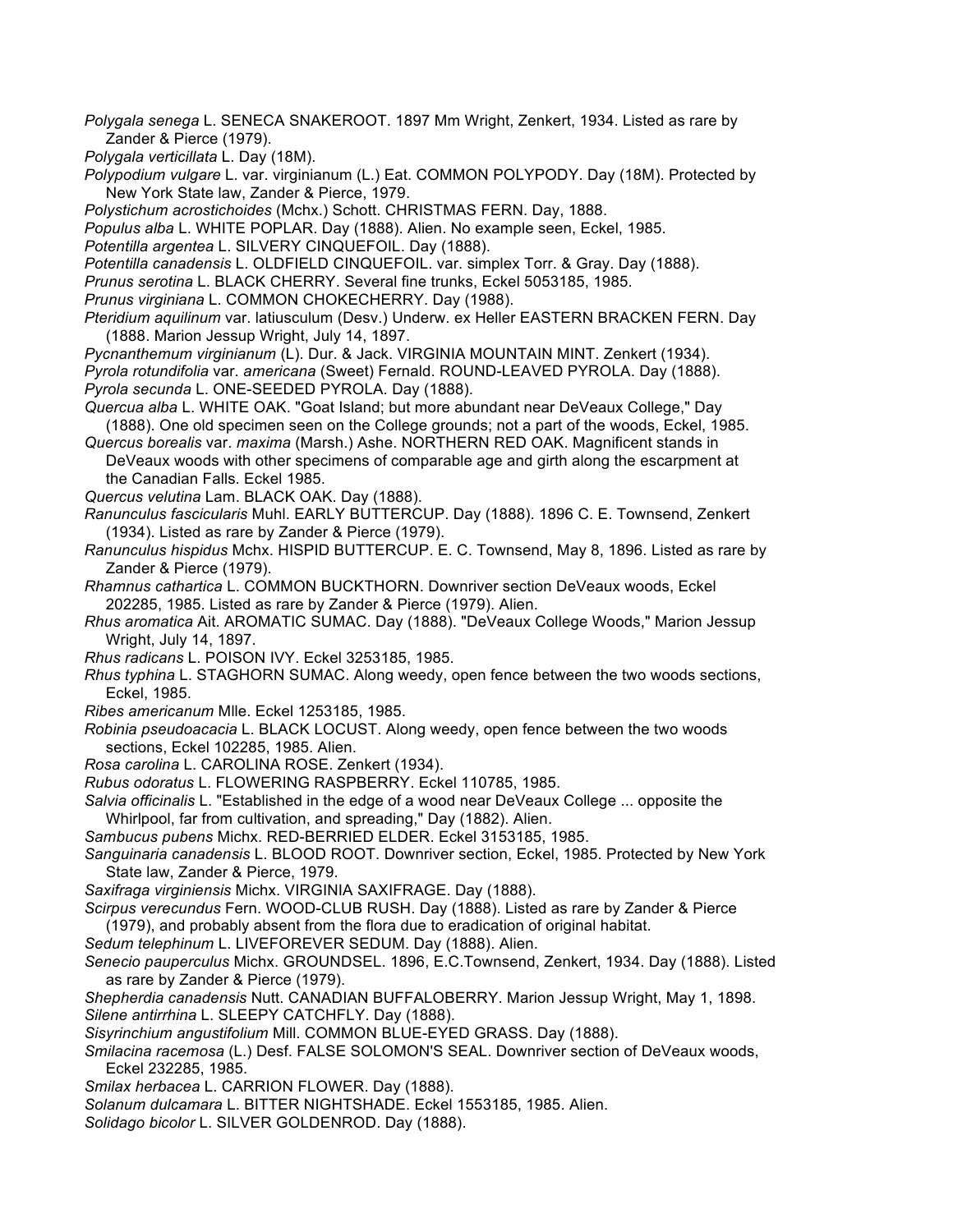*Polygala senega* L. SENECA SNAKEROOT. 1897 Mm Wright, Zenkert, 1934. Listed as rare by Zander & Pierce (1979).

*Polygala verticillata* L. Day (18M).

*Polypodium vulgare* L. var. virginianum (L.) Eat. COMMON POLYPODY. Day (18M). Protected by New York State law, Zander & Pierce, 1979.

*Polystichum acrostichoides* (Mchx.) Schott. CHRISTMAS FERN. Day, 1888.

*Populus alba* L. WHITE POPLAR. Day (1888). Alien. No example seen, Eckel, 1985.

*Potentilla argentea* L. SILVERY CINQUEFOIL. Day (1888).

*Potentilla canadensis* L. OLDFIELD CINQUEFOIL. var. simplex Torr. & Gray. Day (1888).

*Prunus serotina* L. BLACK CHERRY. Several fine trunks, Eckel 5053185, 1985.

*Prunus virginiana* L. COMMON CHOKECHERRY. Day (1988).

*Pteridium aquilinum* var. latiusculum (Desv.) Underw. ex Heller EASTERN BRACKEN FERN. Day (1888. Marion Jessup Wright, July 14, 1897.

*Pycnanthemum virginianum* (L). Dur. & Jack. VIRGINIA MOUNTAIN MINT. Zenkert (1934).

*Pyrola rotundifolia* var. *americana* (Sweet) Fernald. ROUND-LEAVED PYROLA. Day (1888).

*Pyrola secunda* L. ONE-SEEDED PYROLA. Day (1888).

*Quercua alba* L. WHITE OAK. "Goat Island; but more abundant near DeVeaux College," Day (1888). One old specimen seen on the College grounds; not a part of the woods, Eckel, 1985.

*Quercus borealis* var. *maxima* (Marsh.) Ashe. NORTHERN RED OAK. Magnificent stands in DeVeaux woods with other specimens of comparable age and girth along the escarpment at the Canadian Falls. Eckel 1985.

*Quercus velutina* Lam. BLACK OAK. Day (1888).

*Ranunculus fascicularis* Muhl. EARLY BUTTERCUP. Day (1888). 1896 C. E. Townsend, Zenkert (1934). Listed as rare by Zander & Pierce (1979).

*Ranunculus hispidus* Mchx. HISPID BUTTERCUP. E. C. Townsend, May 8, 1896. Listed as rare by Zander & Pierce (1979).

*Rhamnus cathartica* L. COMMON BUCKTHORN. Downriver section DeVeaux woods, Eckel 202285, 1985. Listed as rare by Zander & Pierce (1979). Alien.

*Rhus aromatica* Ait. AROMATIC SUMAC. Day (1888). "DeVeaux College Woods," Marion Jessup Wright, July 14, 1897.

*Rhus radicans* L. POISON IVY. Eckel 3253185, 1985.

*Rhus typhina* L. STAGHORN SUMAC. Along weedy, open fence between the two woods sections, Eckel, 1985.

*Ribes americanum* Mlle. Eckel 1253185, 1985.

*Robinia pseudoacacia* L. BLACK LOCUST. Along weedy, open fence between the two woods sections, Eckel 102285, 1985. Alien.

*Rosa carolina* L. CAROLINA ROSE. Zenkert (1934).

*Rubus odoratus* L. FLOWERING RASPBERRY. Eckel 110785, 1985.

*Salvia officinalis* L. "Established in the edge of a wood near DeVeaux College ... opposite the Whirlpool, far from cultivation, and spreading," Day (1882). Alien.

*Sambucus pubens* Michx. RED-BERRIED ELDER. Eckel 3153185, 1985.

*Sanguinaria canadensis* L. BLOOD ROOT. Downriver section, Eckel, 1985. Protected by New York State law, Zander & Pierce, 1979.

*Saxifraga virginiensis* Michx. VIRGINIA SAXIFRAGE. Day (1888).

*Scirpus verecundus* Fern. WOOD-CLUB RUSH. Day (1888). Listed as rare by Zander & Pierce (1979), and probably absent from the flora due to eradication of original habitat.

*Sedum telephinum* L. LIVEFOREVER SEDUM. Day (1888). Alien.

*Senecio pauperculus* Michx. GROUNDSEL. 1896, E.C.Townsend, Zenkert, 1934. Day (1888). Listed as rare by Zander & Pierce (1979).

*Shepherdia canadensis* Nutt. CANADIAN BUFFALOBERRY. Marion Jessup Wright, May 1, 1898.

*Silene antirrhina* L. SLEEPY CATCHFLY. Day (1888).

*Sisyrinchium angustifolium* Mill. COMMON BLUE-EYED GRASS. Day (1888).

*Smilacina racemosa* (L.) Desf. FALSE SOLOMON'S SEAL. Downriver section of DeVeaux woods, Eckel 232285, 1985.

*Smilax herbacea* L. CARRION FLOWER. Day (1888).

*Solanum dulcamara* L. BITTER NIGHTSHADE. Eckel 1553185, 1985. Alien.

*Solidago bicolor* L. SILVER GOLDENROD. Day (1888).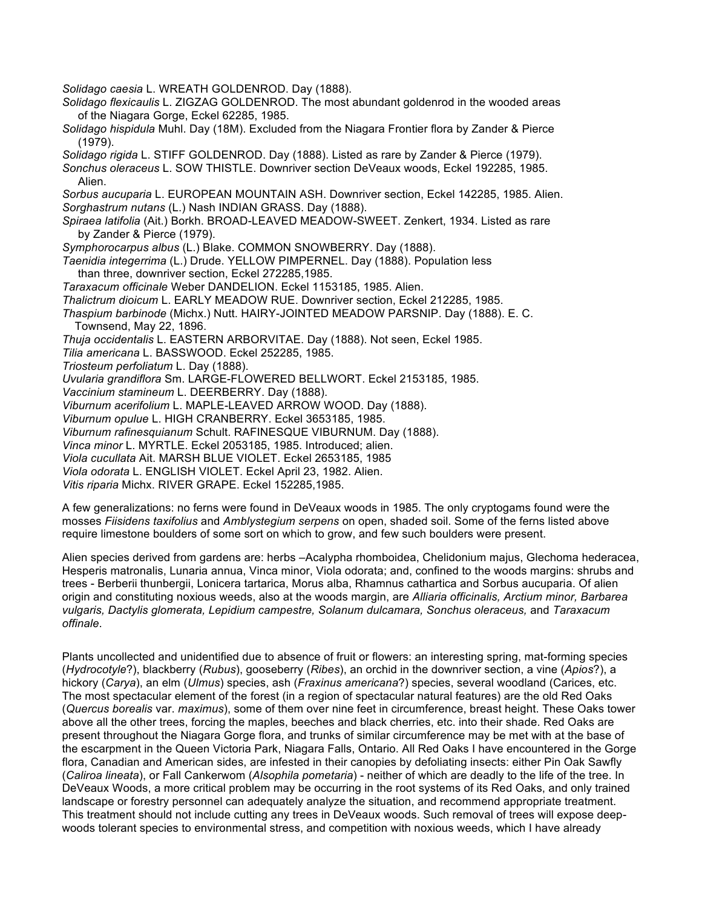*Solidago caesia* L. WREATH GOLDENROD. Day (1888).
*Solidago flexicaulis* L. ZIGZAG GOLDENROD. The most abundant goldenrod in the wooded areas of the Niagara Gorge, Eckel 62285, 1985.
*Solidago hispidula* Muhl. Day (18M). Excluded from the Niagara Frontier flora by Zander & Pierce (1979).
*Solidago rigida* L. STIFF GOLDENROD. Day (1888). Listed as rare by Zander & Pierce (1979).
*Sonchus oleraceus* L. SOW THISTLE. Downriver section DeVeaux woods, Eckel 192285, 1985. Alien.
*Sorbus aucuparia* L. EUROPEAN MOUNTAIN ASH. Downriver section, Eckel 142285, 1985. Alien.
*Sorghastrum nutans* (L.) Nash INDIAN GRASS. Day (1888).
*Spiraea latifolia* (Ait.) Borkh. BROAD-LEAVED MEADOW-SWEET. Zenkert, 1934. Listed as rare by Zander & Pierce (1979).
*Symphorocarpus albus* (L.) Blake. COMMON SNOWBERRY. Day (1888).
*Taenidia integerrima* (L.) Drude. YELLOW PIMPERNEL. Day (1888). Population less than three, downriver section, Eckel 272285,1985.
*Taraxacum officinale* Weber DANDELION. Eckel 1153185, 1985. Alien.
*Thalictrum dioicum* L. EARLY MEADOW RUE. Downriver section, Eckel 212285, 1985.
*Thaspium barbinode* (Michx.) Nutt. HAIRY-JOINTED MEADOW PARSNIP. Day (1888). E. C. Townsend, May 22, 1896.
*Thuja occidentalis* L. EASTERN ARBORVITAE. Day (1888). Not seen, Eckel 1985.
*Tilia americana* L. BASSWOOD. Eckel 252285, 1985.
*Triosteum perfoliatum* L. Day (1888).
*Uvularia grandiflora* Sm. LARGE-FLOWERED BELLWORT. Eckel 2153185, 1985.
*Vaccinium stamineum* L. DEERBERRY. Day (1888).
*Viburnum acerifolium* L. MAPLE-LEAVED ARROW WOOD. Day (1888).
*Viburnum opulue* L. HIGH CRANBERRY. Eckel 3653185, 1985.
*Viburnum rafinesquianum* Schult. RAFINESQUE VIBURNUM. Day (1888).
*Vinca minor* L. MYRTLE. Eckel 2053185, 1985. Introduced; alien.
*Viola cucullata* Ait. MARSH BLUE VIOLET. Eckel 2653185, 1985
*Viola odorata* L. ENGLISH VIOLET. Eckel April 23, 1982. Alien.
*Vitis riparia* Michx. RIVER GRAPE. Eckel 152285,1985.

A few generalizations: no ferns were found in DeVeaux woods in 1985. The only cryptogams found were the mosses *Fiisidens taxifolius* and *Amblystegium serpens* on open, shaded soil. Some of the ferns listed above require limestone boulders of some sort on which to grow, and few such boulders were present.

Alien species derived from gardens are: herbs –Acalypha rhomboidea, Chelidonium majus, Glechoma hederacea, Hesperis matronalis, Lunaria annua, Vinca minor, Viola odorata; and, confined to the woods margins: shrubs and trees - Berberii thunbergii, Lonicera tartarica, Morus alba, Rhamnus cathartica and Sorbus aucuparia. Of alien origin and constituting noxious weeds, also at the woods margin, are *Alliaria officinalis, Arctium minor, Barbarea vulgaris, Dactylis glomerata, Lepidium campestre, Solanum dulcamara, Sonchus oleraceus,* and *Taraxacum offinale*.

Plants uncollected and unidentified due to absence of fruit or flowers: an interesting spring, mat-forming species (*Hydrocotyle*?), blackberry (*Rubus*), gooseberry (*Ribes*), an orchid in the downriver section, a vine (*Apios*?), a hickory (*Carya*), an elm (*Ulmus*) species, ash (*Fraxinus americana*?) species, several woodland (Carices, etc. The most spectacular element of the forest (in a region of spectacular natural features) are the old Red Oaks (*Quercus borealis* var. *maximus*), some of them over nine feet in circumference, breast height. These Oaks tower above all the other trees, forcing the maples, beeches and black cherries, etc. into their shade. Red Oaks are present throughout the Niagara Gorge flora, and trunks of similar circumference may be met with at the base of the escarpment in the Queen Victoria Park, Niagara Falls, Ontario. All Red Oaks I have encountered in the Gorge flora, Canadian and American sides, are infested in their canopies by defoliating insects: either Pin Oak Sawfly (*Caliroa lineata*), or Fall Cankerwom (*Alsophila pometaria*) - neither of which are deadly to the life of the tree. In DeVeaux Woods, a more critical problem may be occurring in the root systems of its Red Oaks, and only trained landscape or forestry personnel can adequately analyze the situation, and recommend appropriate treatment. This treatment should not include cutting any trees in DeVeaux woods. Such removal of trees will expose deep-woods tolerant species to environmental stress, and competition with noxious weeds, which I have already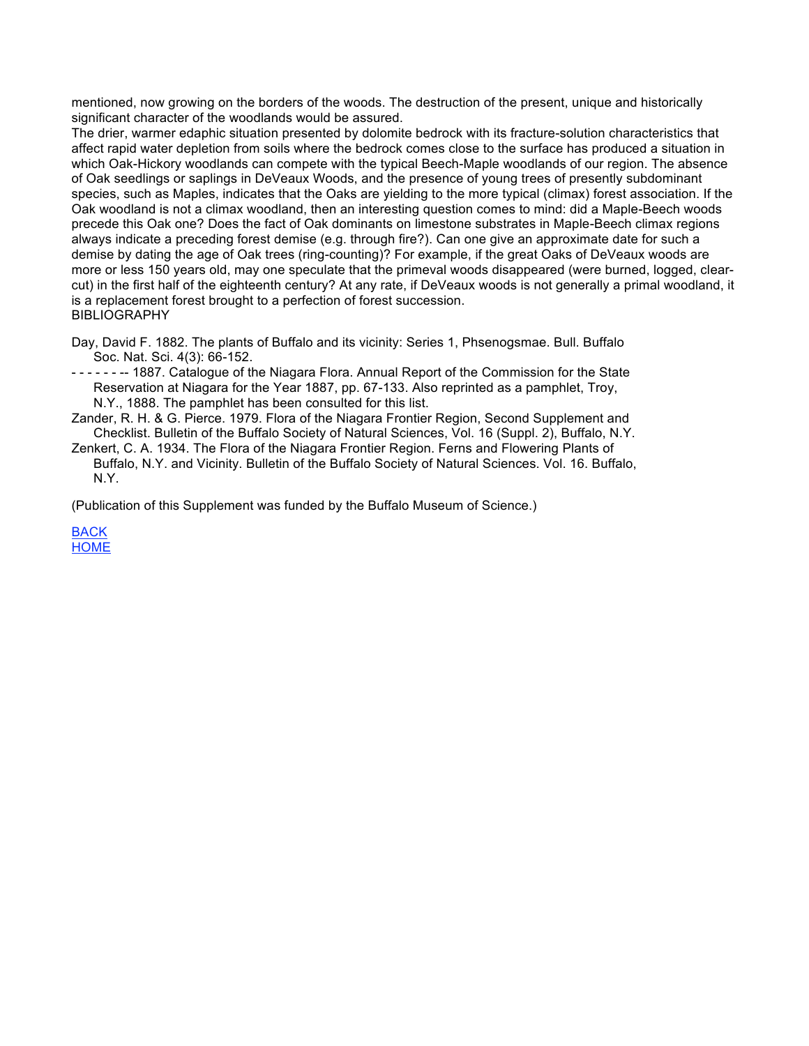mentioned, now growing on the borders of the woods. The destruction of the present, unique and historically significant character of the woodlands would be assured.

The drier, warmer edaphic situation presented by dolomite bedrock with its fracture-solution characteristics that affect rapid water depletion from soils where the bedrock comes close to the surface has produced a situation in which Oak-Hickory woodlands can compete with the typical Beech-Maple woodlands of our region. The absence of Oak seedlings or saplings in DeVeaux Woods, and the presence of young trees of presently subdominant species, such as Maples, indicates that the Oaks are yielding to the more typical (climax) forest association. If the Oak woodland is not a climax woodland, then an interesting question comes to mind: did a Maple-Beech woods precede this Oak one? Does the fact of Oak dominants on limestone substrates in Maple-Beech climax regions always indicate a preceding forest demise (e.g. through fire?). Can one give an approximate date for such a demise by dating the age of Oak trees (ring-counting)? For example, if the great Oaks of DeVeaux woods are more or less 150 years old, may one speculate that the primeval woods disappeared (were burned, logged, clear-cut) in the first half of the eighteenth century? At any rate, if DeVeaux woods is not generally a primal woodland, it is a replacement forest brought to a perfection of forest succession.

BIBLIOGRAPHY

Day, David F. 1882. The plants of Buffalo and its vicinity: Series 1, Phsenogsmae. Bull. Buffalo Soc. Nat. Sci. 4(3): 66-152.

- - - - - - -- 1887. Catalogue of the Niagara Flora. Annual Report of the Commission for the State Reservation at Niagara for the Year 1887, pp. 67-133. Also reprinted as a pamphlet, Troy, N.Y., 1888. The pamphlet has been consulted for this list.

Zander, R. H. & G. Pierce. 1979. Flora of the Niagara Frontier Region, Second Supplement and Checklist. Bulletin of the Buffalo Society of Natural Sciences, Vol. 16 (Suppl. 2), Buffalo, N.Y.

Zenkert, C. A. 1934. The Flora of the Niagara Frontier Region. Ferns and Flowering Plants of Buffalo, N.Y. and Vicinity. Bulletin of the Buffalo Society of Natural Sciences. Vol. 16. Buffalo, N.Y.

(Publication of this Supplement was funded by the Buffalo Museum of Science.)

BACK
HOME